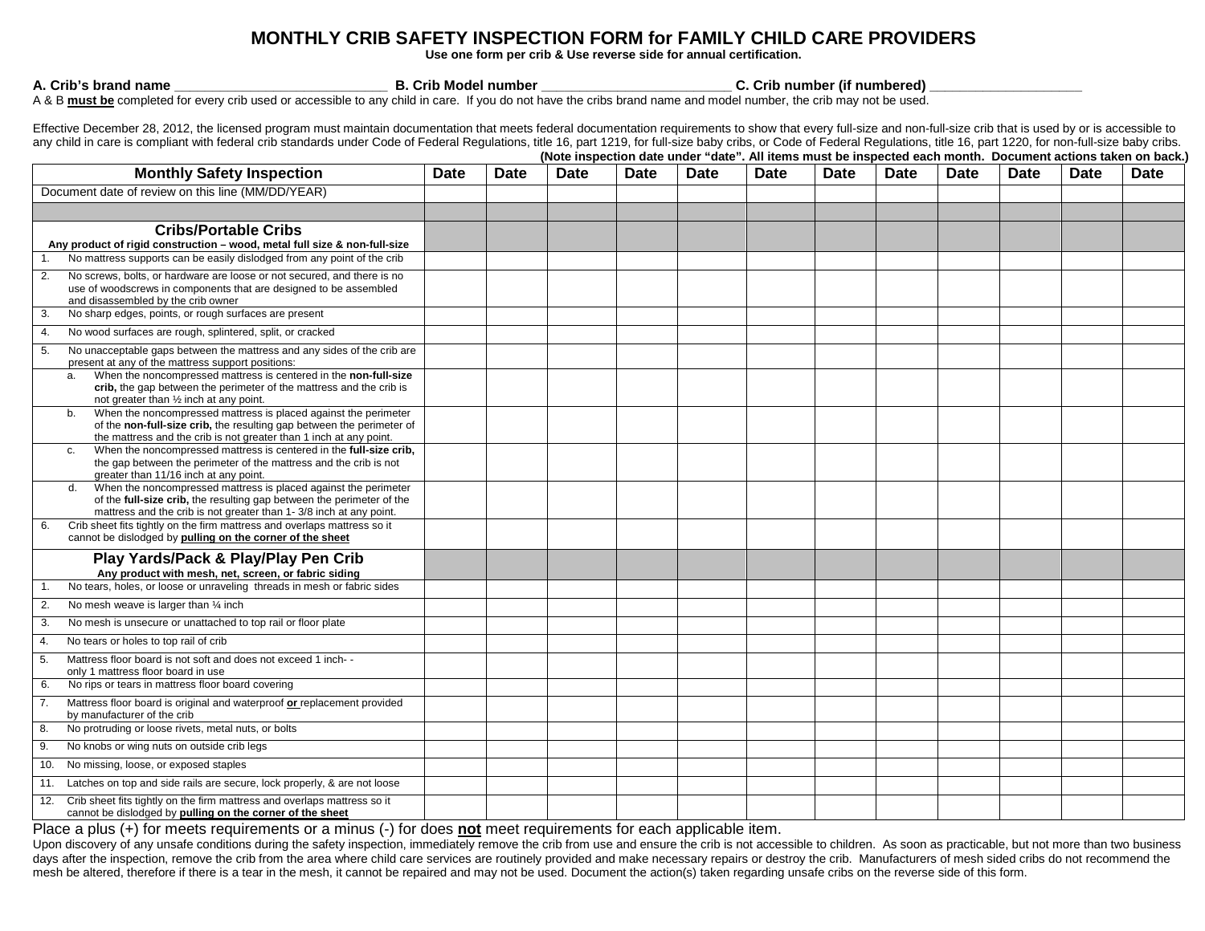# MONTHLY CRIB SAFETY INSPECTION FORM for FAMILY CHILD CARE PROVIDERS

**Use one form per crib & Use reverse side for annual certification.**

**A. Crib's brand name** ____________________________ **B. Crib Model number** _________________________ **C. Crib number (if numbered)** ____________________

A & B **must be** completed for every crib used or accessible to any child in care. If you do not have the cribs brand name and model number, the crib may not be used.

Effective December 28, 2012, the licensed program must maintain documentation that meets federal documentation requirements to show that every full-size and non-full-size crib that is used by or is accessible to any child in care is compliant with federal crib standards under Code of Federal Regulations, title 16, part 1219, for full-size baby cribs, or Code of Federal Regulations, title 16, part 1220, for non-full-size baby cribs.

**(Note inspection date under "date". All items must be inspected each month. Document actions taken on back.)**

| Monthly Safety Inspection | Date | Date | Date | Date | Date | Date | Date | Date | Date | Date | Date | Date |
|---|---|---|---|---|---|---|---|---|---|---|---|---|
| Document date of review on this line (MM/DD/YEAR) | | | | | | | | | | | | |
| | | | | | | | | | | | | |
| **Cribs/Portable Cribs** **Any product of rigid construction – wood, metal full size & non-full-size** | | | | | | | | | | | | |
| 1. No mattress supports can be easily dislodged from any point of the crib | | | | | | | | | | | | |
| 2. No screws, bolts, or hardware are loose or not secured, and there is no use of woodscrews in components that are designed to be assembled and disassembled by the crib owner | | | | | | | | | | | | |
| 3. No sharp edges, points, or rough surfaces are present | | | | | | | | | | | | |
| 4. No wood surfaces are rough, splintered, split, or cracked | | | | | | | | | | | | |
| 5. No unacceptable gaps between the mattress and any sides of the crib are present at any of the mattress support positions: | | | | | | | | | | | | |
| a. When the noncompressed mattress is centered in the **non-full-size crib,** the gap between the perimeter of the mattress and the crib is not greater than ½ inch at any point. | | | | | | | | | | | | |
| b. When the noncompressed mattress is placed against the perimeter of the **non-full-size crib,** the resulting gap between the perimeter of the mattress and the crib is not greater than 1 inch at any point. | | | | | | | | | | | | |
| c. When the noncompressed mattress is centered in the **full-size crib,** the gap between the perimeter of the mattress and the crib is not greater than 11/16 inch at any point. | | | | | | | | | | | | |
| d. When the noncompressed mattress is placed against the perimeter of the **full-size crib,** the resulting gap between the perimeter of the mattress and the crib is not greater than 1- 3/8 inch at any point. | | | | | | | | | | | | |
| 6. Crib sheet fits tightly on the firm mattress and overlaps mattress so it cannot be dislodged by **pulling on the corner of the sheet** | | | | | | | | | | | | |
| **Play Yards/Pack & Play/Play Pen Crib** **Any product with mesh, net, screen, or fabric siding** | | | | | | | | | | | | |
| 1. No tears, holes, or loose or unraveling threads in mesh or fabric sides | | | | | | | | | | | | |
| 2. No mesh weave is larger than ¼ inch | | | | | | | | | | | | |
| 3. No mesh is unsecure or unattached to top rail or floor plate | | | | | | | | | | | | |
| 4. No tears or holes to top rail of crib | | | | | | | | | | | | |
| 5. Mattress floor board is not soft and does not exceed 1 inch- - only 1 mattress floor board in use | | | | | | | | | | | | |
| 6. No rips or tears in mattress floor board covering | | | | | | | | | | | | |
| 7. Mattress floor board is original and waterproof **or** replacement provided by manufacturer of the crib | | | | | | | | | | | | |
| 8. No protruding or loose rivets, metal nuts, or bolts | | | | | | | | | | | | |
| 9. No knobs or wing nuts on outside crib legs | | | | | | | | | | | | |
| 10. No missing, loose, or exposed staples | | | | | | | | | | | | |
| 11. Latches on top and side rails are secure, lock properly, & are not loose | | | | | | | | | | | | |
| 12. Crib sheet fits tightly on the firm mattress and overlaps mattress so it cannot be dislodged by **pulling on the corner of the sheet** | | | | | | | | | | | | |

Place a plus (+) for meets requirements or a minus (-) for does **not** meet requirements for each applicable item.

Upon discovery of any unsafe conditions during the safety inspection, immediately remove the crib from use and ensure the crib is not accessible to children. As soon as practicable, but not more than two business days after the inspection, remove the crib from the area where child care services are routinely provided and make necessary repairs or destroy the crib. Manufacturers of mesh sided cribs do not recommend the mesh be altered, therefore if there is a tear in the mesh, it cannot be repaired and may not be used. Document the action(s) taken regarding unsafe cribs on the reverse side of this form.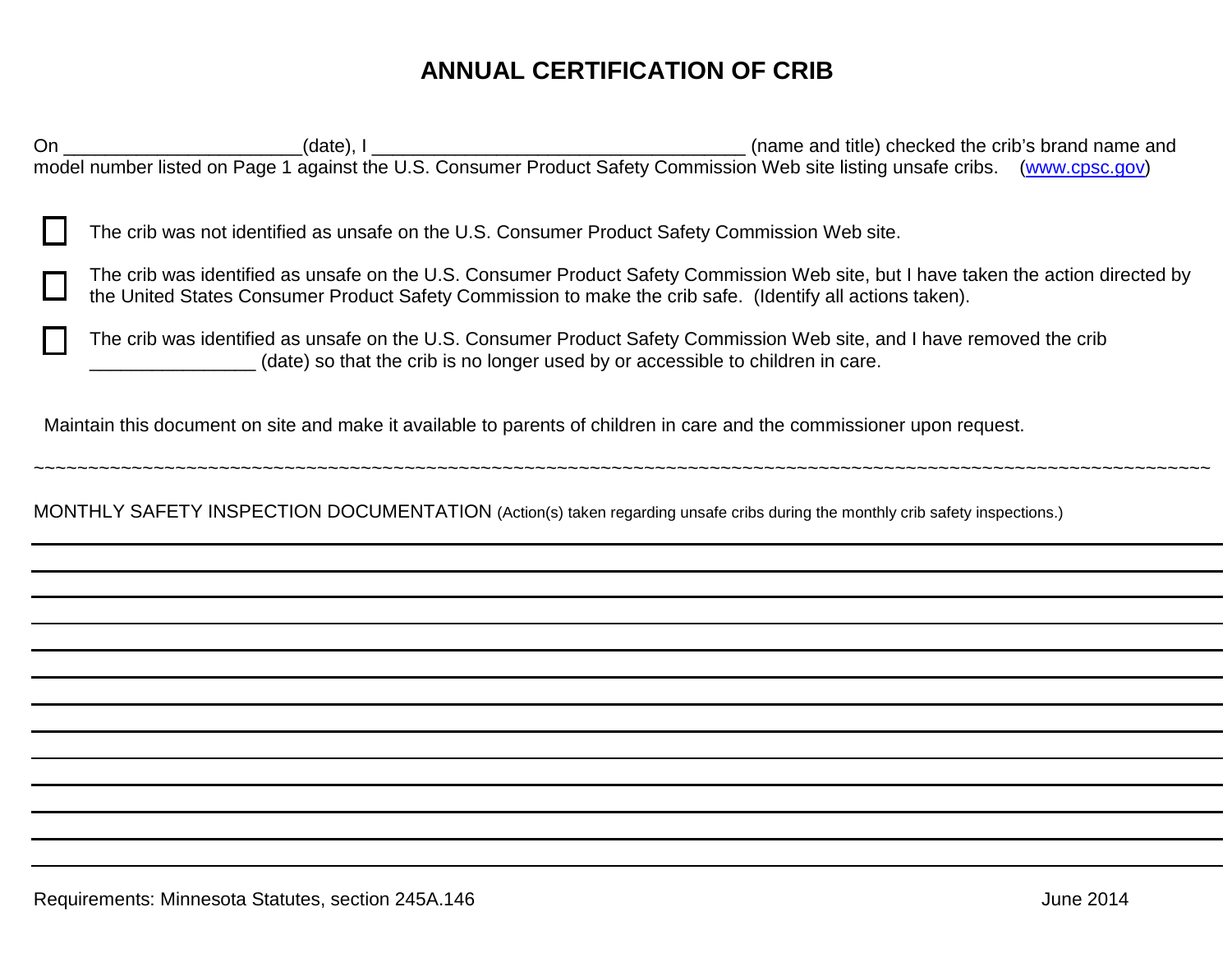# ANNUAL CERTIFICATION OF CRIB

On ______________________(date), I ___________________________________ (name and title) checked the crib's brand name and model number listed on Page 1 against the U.S. Consumer Product Safety Commission Web site listing unsafe cribs. (www.cpsc.gov)

☐ The crib was not identified as unsafe on the U.S. Consumer Product Safety Commission Web site.

☐ The crib was identified as unsafe on the U.S. Consumer Product Safety Commission Web site, but I have taken the action directed by the United States Consumer Product Safety Commission to make the crib safe. (Identify all actions taken).

☐ The crib was identified as unsafe on the U.S. Consumer Product Safety Commission Web site, and I have removed the crib ________________ (date) so that the crib is no longer used by or accessible to children in care.

Maintain this document on site and make it available to parents of children in care and the commissioner upon request.

~~~~~~~~~~~~~~~~~~~~~~~~~~~~~~~~~~~~~~~~~~~~~~~~~~~~~~~~~~~~~~~~~~~~~~~~~~~~~~~~~~~~~~~~~~~~~~~~~~~~~~~~~~~~~~~~~~~~

MONTHLY SAFETY INSPECTION DOCUMENTATION (Action(s) taken regarding unsafe cribs during the monthly crib safety inspections.)

______________________________________________________________________________

______________________________________________________________________________

______________________________________________________________________________

______________________________________________________________________________

______________________________________________________________________________

______________________________________________________________________________

______________________________________________________________________________

______________________________________________________________________________

______________________________________________________________________________

______________________________________________________________________________

______________________________________________________________________________

______________________________________________________________________________

______________________________________________________________________________

Requirements: Minnesota Statutes, section 245A.146

June 2014